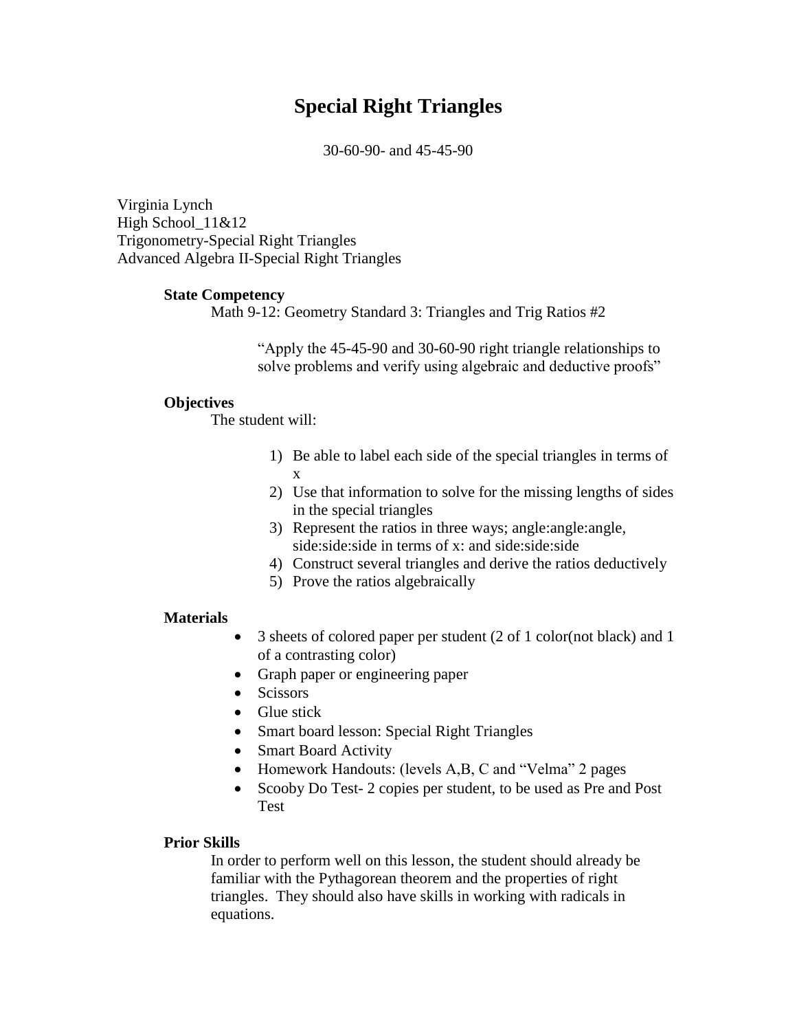# Special Right Triangles

30-60-90- and 45-45-90

Virginia Lynch
High School_11&12
Trigonometry-Special Right Triangles
Advanced Algebra II-Special Right Triangles

### State Competency

Math 9-12: Geometry Standard 3: Triangles and Trig Ratios #2

> "Apply the 45-45-90 and 30-60-90 right triangle relationships to solve problems and verify using algebraic and deductive proofs"

### Objectives

The student will:

1) Be able to label each side of the special triangles in terms of x
2) Use that information to solve for the missing lengths of sides in the special triangles
3) Represent the ratios in three ways; angle:angle:angle, side:side:side in terms of x: and side:side:side
4) Construct several triangles and derive the ratios deductively
5) Prove the ratios algebraically

### Materials

- 3 sheets of colored paper per student (2 of 1 color(not black) and 1 of a contrasting color)
- Graph paper or engineering paper
- Scissors
- Glue stick
- Smart board lesson: Special Right Triangles
- Smart Board Activity
- Homework Handouts: (levels A,B, C and "Velma" 2 pages
- Scooby Do Test- 2 copies per student, to be used as Pre and Post Test

### Prior Skills

In order to perform well on this lesson, the student should already be familiar with the Pythagorean theorem and the properties of right triangles. They should also have skills in working with radicals in equations.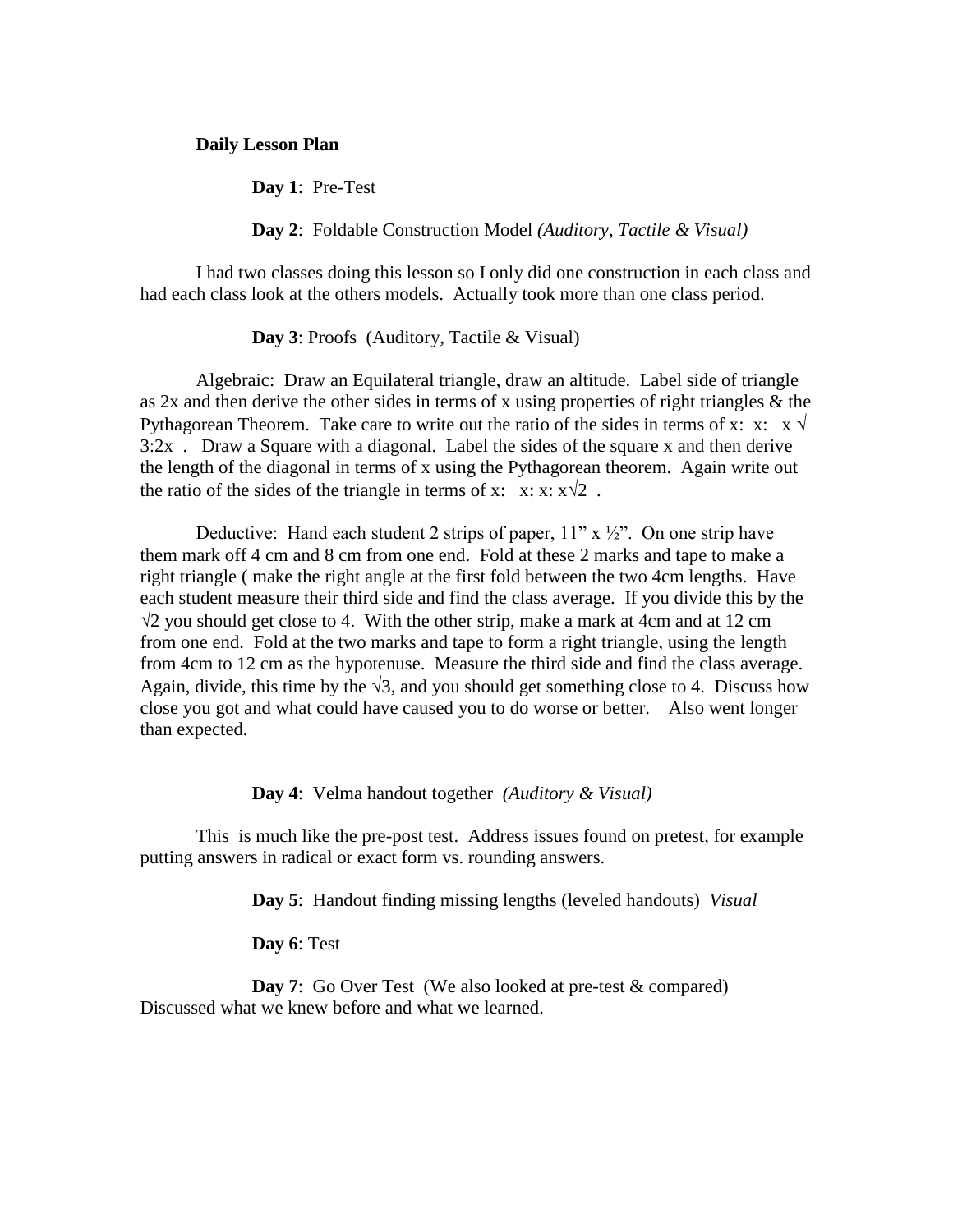**Daily Lesson Plan**

**Day 1**: Pre-Test

**Day 2**: Foldable Construction Model *(Auditory, Tactile & Visual)*

I had two classes doing this lesson so I only did one construction in each class and had each class look at the others models. Actually took more than one class period.

**Day 3**: Proofs (Auditory, Tactile & Visual)

Algebraic: Draw an Equilateral triangle, draw an altitude. Label side of triangle as 2x and then derive the other sides in terms of x using properties of right triangles & the Pythagorean Theorem. Take care to write out the ratio of the sides in terms of x: $x: x\sqrt{3}:2x$. Draw a Square with a diagonal. Label the sides of the square x and then derive the length of the diagonal in terms of x using the Pythagorean theorem. Again write out the ratio of the sides of the triangle in terms of x: $x: x: x\sqrt{2}$.

Deductive: Hand each student 2 strips of paper, 11" x ½". On one strip have them mark off 4 cm and 8 cm from one end. Fold at these 2 marks and tape to make a right triangle ( make the right angle at the first fold between the two 4cm lengths. Have each student measure their third side and find the class average. If you divide this by the $\sqrt{2}$ you should get close to 4. With the other strip, make a mark at 4cm and at 12 cm from one end. Fold at the two marks and tape to form a right triangle, using the length from 4cm to 12 cm as the hypotenuse. Measure the third side and find the class average. Again, divide, this time by the $\sqrt{3}$, and you should get something close to 4. Discuss how close you got and what could have caused you to do worse or better. Also went longer than expected.

**Day 4**: Velma handout together *(Auditory & Visual)*

This is much like the pre-post test. Address issues found on pretest, for example putting answers in radical or exact form vs. rounding answers.

**Day 5**: Handout finding missing lengths (leveled handouts) *Visual*

**Day 6**: Test

**Day 7**: Go Over Test (We also looked at pre-test & compared) Discussed what we knew before and what we learned.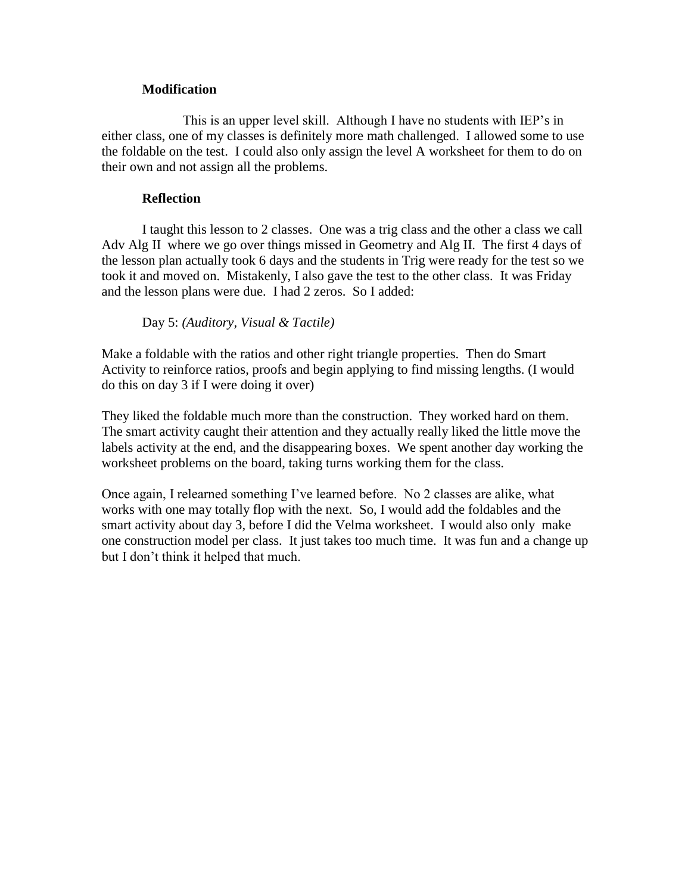**Modification**

This is an upper level skill. Although I have no students with IEP's in either class, one of my classes is definitely more math challenged. I allowed some to use the foldable on the test. I could also only assign the level A worksheet for them to do on their own and not assign all the problems.

**Reflection**

I taught this lesson to 2 classes. One was a trig class and the other a class we call Adv Alg II where we go over things missed in Geometry and Alg II. The first 4 days of the lesson plan actually took 6 days and the students in Trig were ready for the test so we took it and moved on. Mistakenly, I also gave the test to the other class. It was Friday and the lesson plans were due. I had 2 zeros. So I added:

Day 5: *(Auditory, Visual & Tactile)*

Make a foldable with the ratios and other right triangle properties. Then do Smart Activity to reinforce ratios, proofs and begin applying to find missing lengths. (I would do this on day 3 if I were doing it over)

They liked the foldable much more than the construction. They worked hard on them. The smart activity caught their attention and they actually really liked the little move the labels activity at the end, and the disappearing boxes. We spent another day working the worksheet problems on the board, taking turns working them for the class.

Once again, I relearned something I've learned before. No 2 classes are alike, what works with one may totally flop with the next. So, I would add the foldables and the smart activity about day 3, before I did the Velma worksheet. I would also only make one construction model per class. It just takes too much time. It was fun and a change up but I don't think it helped that much.